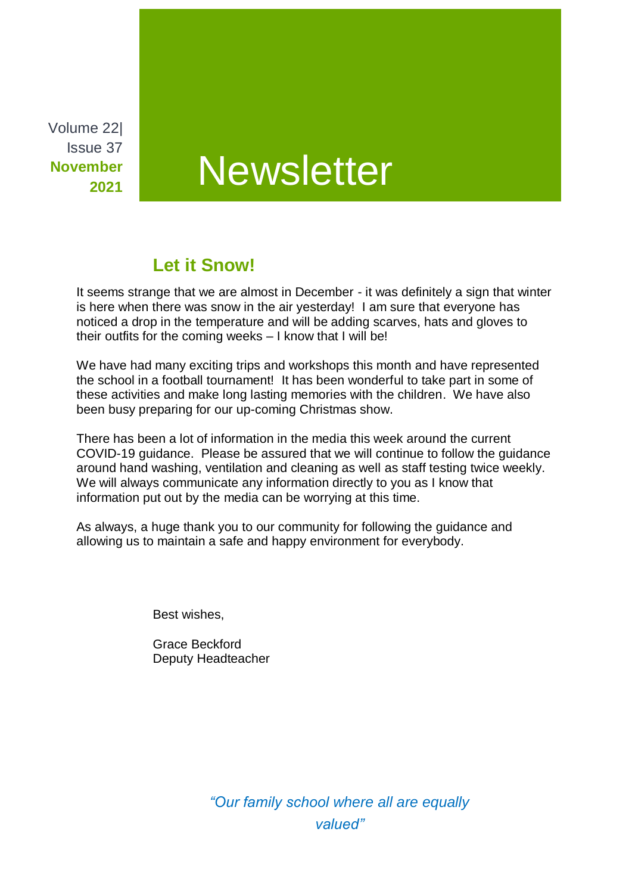Volume 22| Issue 37 **November 2021**

# Newsletter

## Let it Snow!

It seems strange that we are almost in December - it was definitely a sign that winter is here when there was snow in the air yesterday! I am sure that everyone has noticed a drop in the temperature and will be adding scarves, hats and gloves to their outfits for the coming weeks – I know that I will be!

We have had many exciting trips and workshops this month and have represented the school in a football tournament! It has been wonderful to take part in some of these activities and make long lasting memories with the children. We have also been busy preparing for our up-coming Christmas show.

There has been a lot of information in the media this week around the current COVID-19 guidance. Please be assured that we will continue to follow the guidance around hand washing, ventilation and cleaning as well as staff testing twice weekly. We will always communicate any information directly to you as I know that information put out by the media can be worrying at this time.

As always, a huge thank you to our community for following the guidance and allowing us to maintain a safe and happy environment for everybody.

Best wishes,

Grace Beckford
Deputy Headteacher

*"Our family school where all are equally valued"*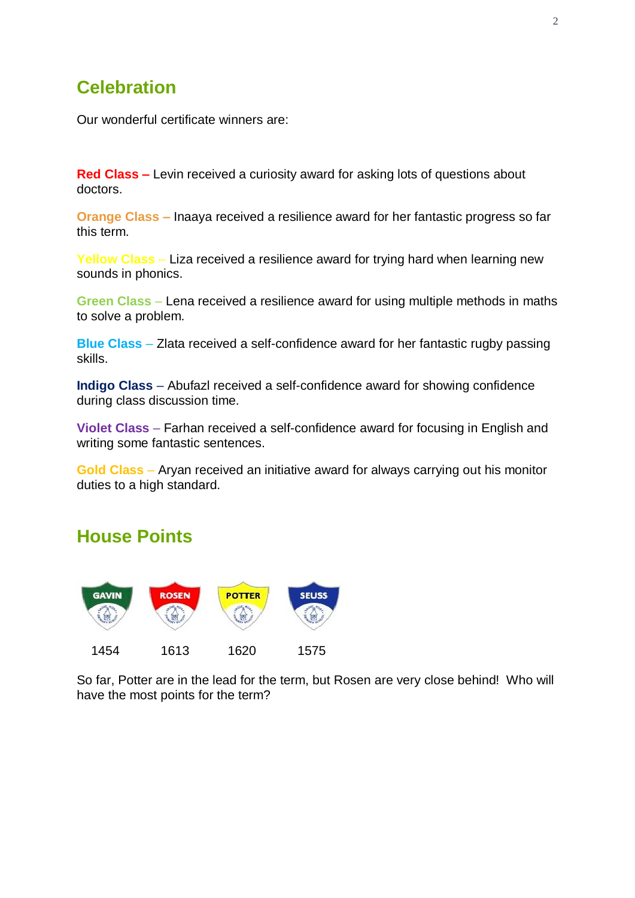## Celebration

Our wonderful certificate winners are:

**Red Class –** Levin received a curiosity award for asking lots of questions about doctors.

**Orange Class –** Inaaya received a resilience award for her fantastic progress so far this term.

**Yellow Class –** Liza received a resilience award for trying hard when learning new sounds in phonics.

**Green Class** – Lena received a resilience award for using multiple methods in maths to solve a problem.

**Blue Class** – Zlata received a self-confidence award for her fantastic rugby passing skills.

**Indigo Class** – Abufazl received a self-confidence award for showing confidence during class discussion time.

**Violet Class** – Farhan received a self-confidence award for focusing in English and writing some fantastic sentences.

**Gold Class** – Aryan received an initiative award for always carrying out his monitor duties to a high standard.

## House Points

| GAVIN | ROSEN | POTTER | SEUSS |
|---|---|---|---|
| 1454 | 1613 | 1620 | 1575 |

So far, Potter are in the lead for the term, but Rosen are very close behind! Who will have the most points for the term?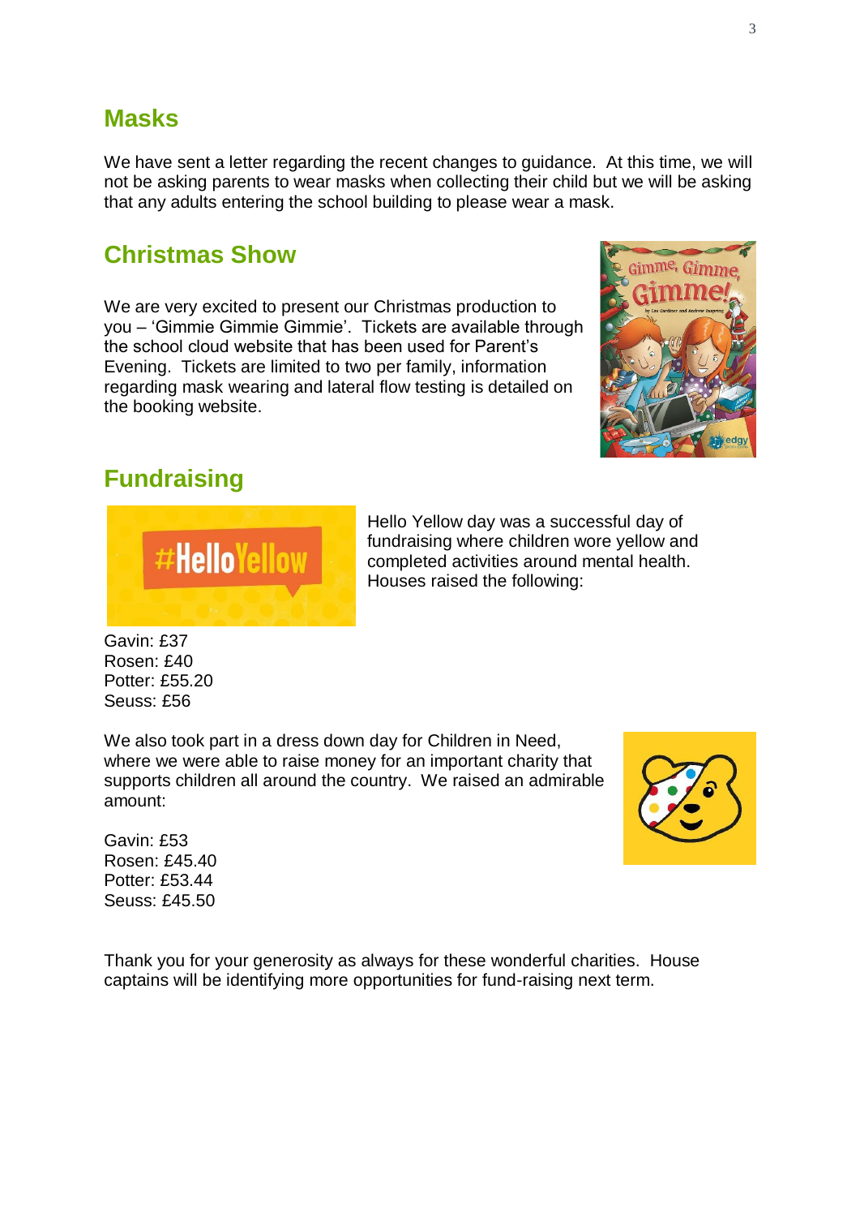## Masks

We have sent a letter regarding the recent changes to guidance. At this time, we will not be asking parents to wear masks when collecting their child but we will be asking that any adults entering the school building to please wear a mask.

## Christmas Show

We are very excited to present our Christmas production to you – 'Gimmie Gimmie Gimmie'. Tickets are available through the school cloud website that has been used for Parent's Evening. Tickets are limited to two per family, information regarding mask wearing and lateral flow testing is detailed on the booking website.

## Fundraising

Hello Yellow day was a successful day of fundraising where children wore yellow and completed activities around mental health. Houses raised the following:

Gavin: £37
Rosen: £40
Potter: £55.20
Seuss: £56

We also took part in a dress down day for Children in Need, where we were able to raise money for an important charity that supports children all around the country. We raised an admirable amount:

Gavin: £53
Rosen: £45.40
Potter: £53.44
Seuss: £45.50

Thank you for your generosity as always for these wonderful charities. House captains will be identifying more opportunities for fund-raising next term.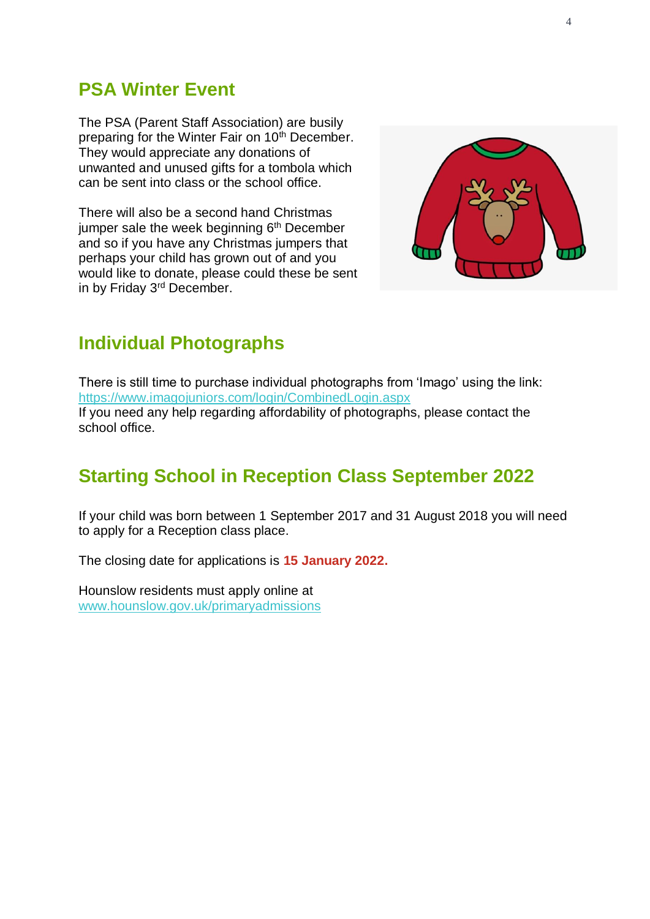## PSA Winter Event

The PSA (Parent Staff Association) are busily preparing for the Winter Fair on 10th December. They would appreciate any donations of unwanted and unused gifts for a tombola which can be sent into class or the school office.

There will also be a second hand Christmas jumper sale the week beginning 6th December and so if you have any Christmas jumpers that perhaps your child has grown out of and you would like to donate, please could these be sent in by Friday 3rd December.

## Individual Photographs

There is still time to purchase individual photographs from 'Imago' using the link: https://www.imagojuniors.com/login/CombinedLogin.aspx
If you need any help regarding affordability of photographs, please contact the school office.

## Starting School in Reception Class September 2022

If your child was born between 1 September 2017 and 31 August 2018 you will need to apply for a Reception class place.

The closing date for applications is **15 January 2022.**

Hounslow residents must apply online at
www.hounslow.gov.uk/primaryadmissions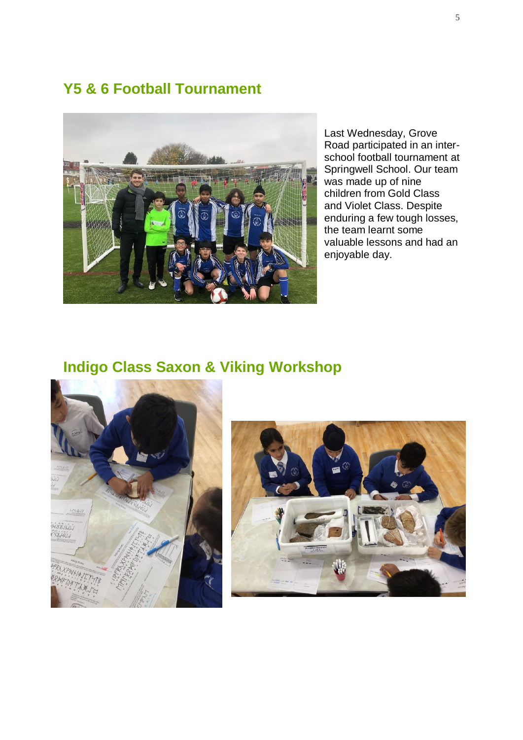## Y5 & 6 Football Tournament

Last Wednesday, Grove Road participated in an inter-school football tournament at Springwell School. Our team was made up of nine children from Gold Class and Violet Class. Despite enduring a few tough losses, the team learnt some valuable lessons and had an enjoyable day.

## Indigo Class Saxon & Viking Workshop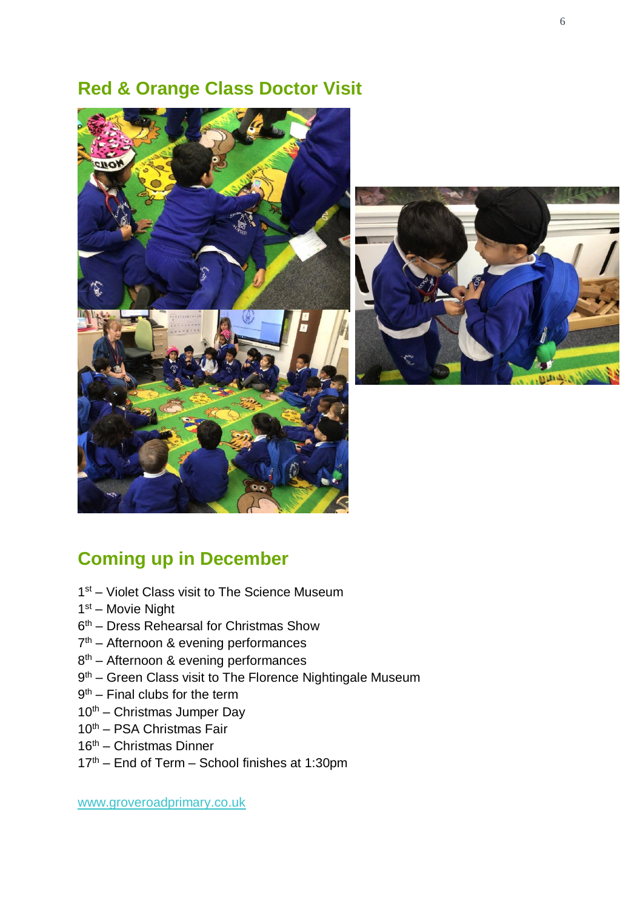## Red & Orange Class Doctor Visit

## Coming up in December

1st – Violet Class visit to The Science Museum
1st – Movie Night
6th – Dress Rehearsal for Christmas Show
7th – Afternoon & evening performances
8th – Afternoon & evening performances
9th – Green Class visit to The Florence Nightingale Museum
9th – Final clubs for the term
10th – Christmas Jumper Day
10th – PSA Christmas Fair
16th – Christmas Dinner
17th – End of Term – School finishes at 1:30pm

www.groveroadprimary.co.uk